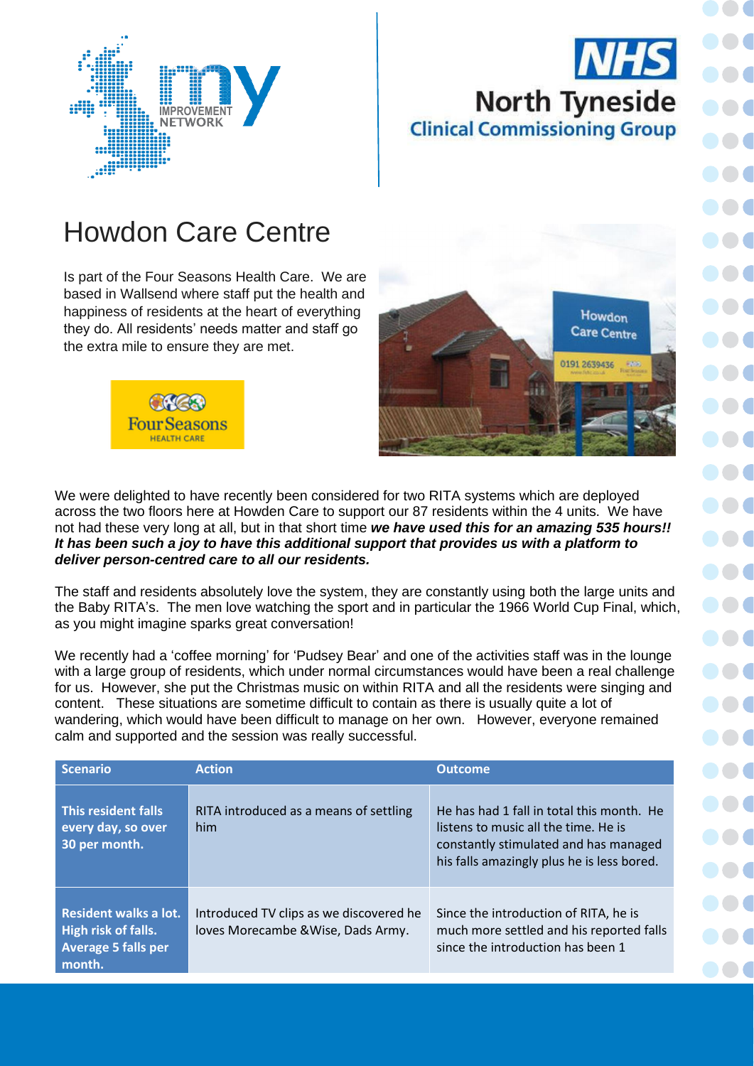# Howdon Care Centre

Is part of the Four Seasons Health Care. We are based in Wallsend where staff put the health and happiness of residents at the heart of everything they do. All residents' needs matter and staff go the extra mile to ensure they are met.

We were delighted to have recently been considered for two RITA systems which are deployed across the two floors here at Howden Care to support our 87 residents within the 4 units. We have not had these very long at all, but in that short time ***we have used this for an amazing 535 hours!! It has been such a joy to have this additional support that provides us with a platform to deliver person-centred care to all our residents.***

The staff and residents absolutely love the system, they are constantly using both the large units and the Baby RITA's. The men love watching the sport and in particular the 1966 World Cup Final, which, as you might imagine sparks great conversation!

We recently had a 'coffee morning' for 'Pudsey Bear' and one of the activities staff was in the lounge with a large group of residents, which under normal circumstances would have been a real challenge for us. However, she put the Christmas music on within RITA and all the residents were singing and content. These situations are sometime difficult to contain as there is usually quite a lot of wandering, which would have been difficult to manage on her own. However, everyone remained calm and supported and the session was really successful.

| Scenario | Action | Outcome |
|---|---|---|
| **This resident falls every day, so over 30 per month.** | RITA introduced as a means of settling him | He has had 1 fall in total this month. He listens to music all the time. He is constantly stimulated and has managed his falls amazingly plus he is less bored. |
| **Resident walks a lot. High risk of falls. Average 5 falls per month.** | Introduced TV clips as we discovered he loves Morecambe &Wise, Dads Army. | Since the introduction of RITA, he is much more settled and his reported falls since the introduction has been 1 |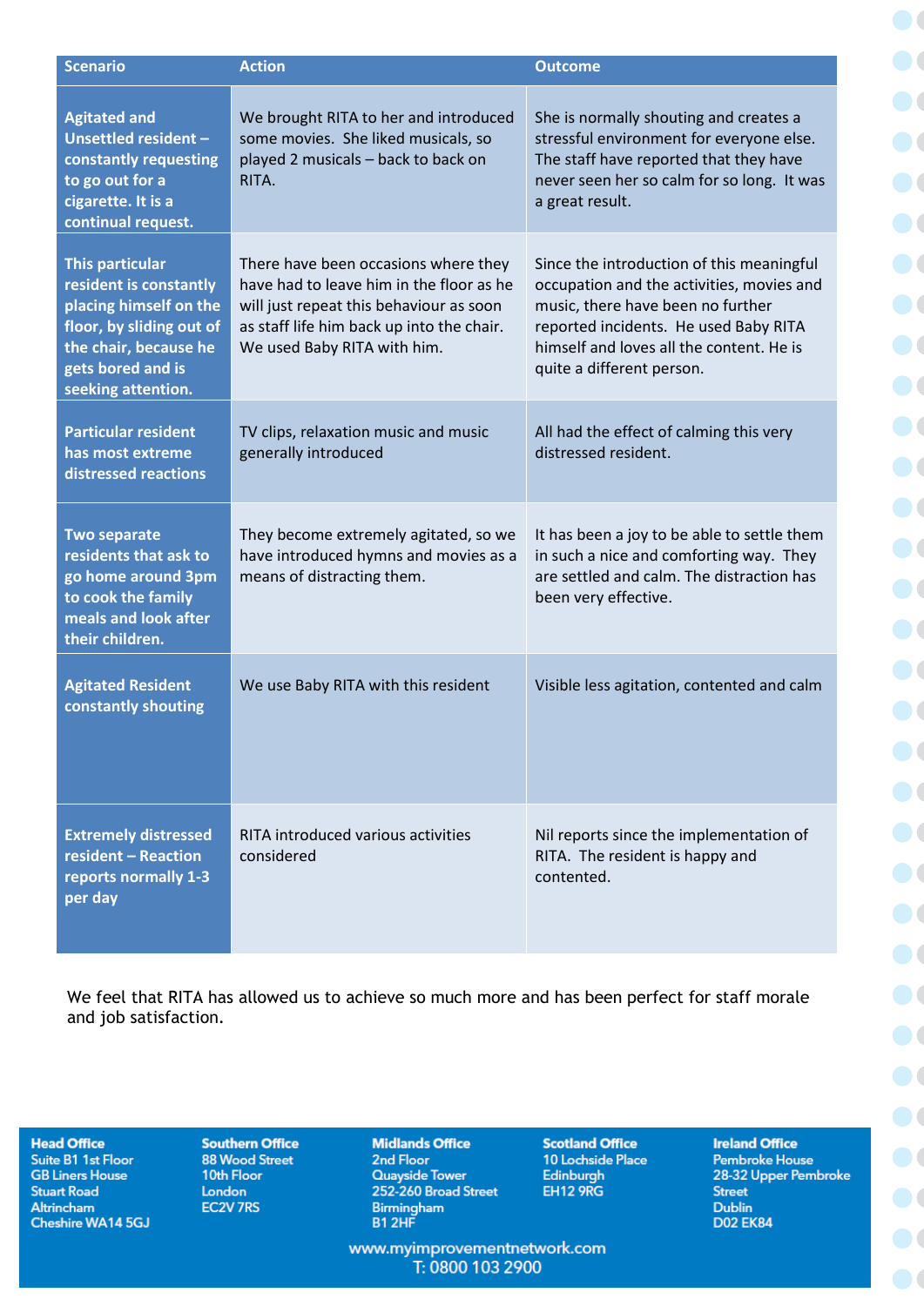| Scenario | Action | Outcome |
|---|---|---|
| **Agitated and Unsettled resident – constantly requesting to go out for a cigarette. It is a continual request.** | We brought RITA to her and introduced some movies. She liked musicals, so played 2 musicals – back to back on RITA. | She is normally shouting and creates a stressful environment for everyone else. The staff have reported that they have never seen her so calm for so long. It was a great result. |
| **This particular resident is constantly placing himself on the floor, by sliding out of the chair, because he gets bored and is seeking attention.** | There have been occasions where they have had to leave him in the floor as he will just repeat this behaviour as soon as staff life him back up into the chair. We used Baby RITA with him. | Since the introduction of this meaningful occupation and the activities, movies and music, there have been no further reported incidents. He used Baby RITA himself and loves all the content. He is quite a different person. |
| **Particular resident has most extreme distressed reactions** | TV clips, relaxation music and music generally introduced | All had the effect of calming this very distressed resident. |
| **Two separate residents that ask to go home around 3pm to cook the family meals and look after their children.** | They become extremely agitated, so we have introduced hymns and movies as a means of distracting them. | It has been a joy to be able to settle them in such a nice and comforting way. They are settled and calm. The distraction has been very effective. |
| **Agitated Resident constantly shouting** | We use Baby RITA with this resident | Visible less agitation, contented and calm |
| **Extremely distressed resident – Reaction reports normally 1-3 per day** | RITA introduced various activities considered | Nil reports since the implementation of RITA. The resident is happy and contented. |

We feel that RITA has allowed us to achieve so much more and has been perfect for staff morale and job satisfaction.

**Head Office**
Suite B1 1st Floor
GB Liners House
Stuart Road
Altrincham
Cheshire WA14 5GJ

**Southern Office**
88 Wood Street
10th Floor
London
EC2V 7RS

**Midlands Office**
2nd Floor
Quayside Tower
252-260 Broad Street
Birmingham
B1 2HF

**Scotland Office**
10 Lochside Place
Edinburgh
EH12 9RG

**Ireland Office**
Pembroke House
28-32 Upper Pembroke
Street
Dublin
D02 EK84

www.myimprovementnetwork.com
T: 0800 103 2900